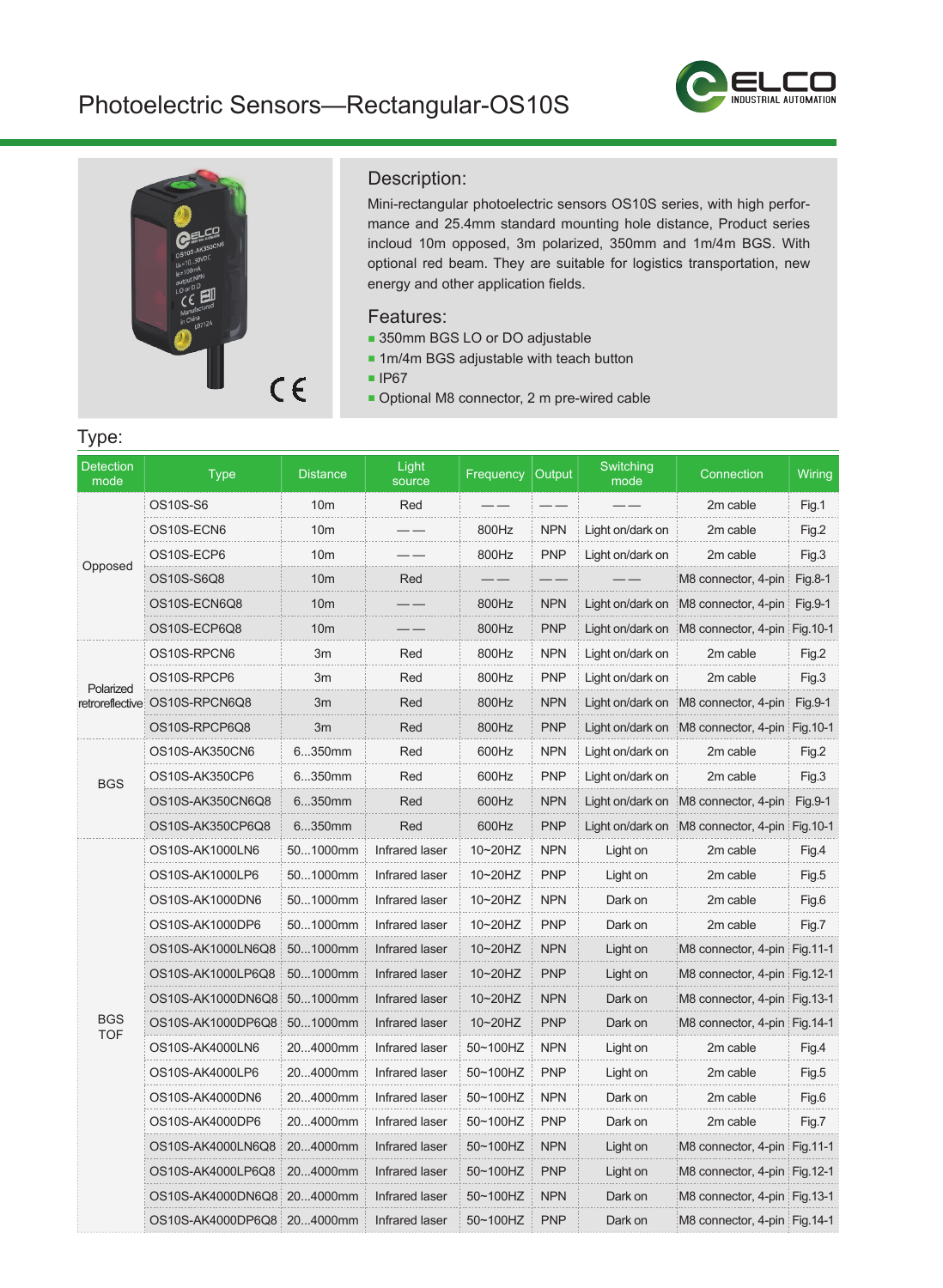# Photoelectric Sensors—Rectangular-OS10S

## Description:

Mini-rectangular photoelectric sensors OS10S series, with high performance and 25.4mm standard mounting hole distance, Product series incloud 10m opposed, 3m polarized, 350mm and 1m/4m BGS. With optional red beam. They are suitable for logistics transportation, new energy and other application fields.

## Features:

- 350mm BGS LO or DO adjustable
- 1m/4m BGS adjustable with teach button
- IP67
- Optional M8 connector, 2 m pre-wired cable

## Type:

| Detection mode | Type | Distance | Light source | Frequency | Output | Switching mode | Connection | Wiring |
|---|---|---|---|---|---|---|---|---|
| Opposed | OS10S-S6 | 10m | Red | —— | —— | —— | 2m cable | Fig.1 |
| | OS10S-ECN6 | 10m | —— | 800Hz | NPN | Light on/dark on | 2m cable | Fig.2 |
| | OS10S-ECP6 | 10m | —— | 800Hz | PNP | Light on/dark on | 2m cable | Fig.3 |
| | OS10S-S6Q8 | 10m | Red | —— | —— | —— | M8 connector, 4-pin | Fig.8-1 |
| | OS10S-ECN6Q8 | 10m | —— | 800Hz | NPN | Light on/dark on | M8 connector, 4-pin | Fig.9-1 |
| | OS10S-ECP6Q8 | 10m | —— | 800Hz | PNP | Light on/dark on | M8 connector, 4-pin | Fig.10-1 |
| Polarized retroreflective | OS10S-RPCN6 | 3m | Red | 800Hz | NPN | Light on/dark on | 2m cable | Fig.2 |
| | OS10S-RPCP6 | 3m | Red | 800Hz | PNP | Light on/dark on | 2m cable | Fig.3 |
| | OS10S-RPCN6Q8 | 3m | Red | 800Hz | NPN | Light on/dark on | M8 connector, 4-pin | Fig.9-1 |
| | OS10S-RPCP6Q8 | 3m | Red | 800Hz | PNP | Light on/dark on | M8 connector, 4-pin | Fig.10-1 |
| BGS | OS10S-AK350CN6 | 6...350mm | Red | 600Hz | NPN | Light on/dark on | 2m cable | Fig.2 |
| | OS10S-AK350CP6 | 6...350mm | Red | 600Hz | PNP | Light on/dark on | 2m cable | Fig.3 |
| | OS10S-AK350CN6Q8 | 6...350mm | Red | 600Hz | NPN | Light on/dark on | M8 connector, 4-pin | Fig.9-1 |
| | OS10S-AK350CP6Q8 | 6...350mm | Red | 600Hz | PNP | Light on/dark on | M8 connector, 4-pin | Fig.10-1 |
| BGS TOF | OS10S-AK1000LN6 | 50...1000mm | Infrared laser | 10~20HZ | NPN | Light on | 2m cable | Fig.4 |
| | OS10S-AK1000LP6 | 50...1000mm | Infrared laser | 10~20HZ | PNP | Light on | 2m cable | Fig.5 |
| | OS10S-AK1000DN6 | 50...1000mm | Infrared laser | 10~20HZ | NPN | Dark on | 2m cable | Fig.6 |
| | OS10S-AK1000DP6 | 50...1000mm | Infrared laser | 10~20HZ | PNP | Dark on | 2m cable | Fig.7 |
| | OS10S-AK1000LN6Q8 | 50...1000mm | Infrared laser | 10~20HZ | NPN | Light on | M8 connector, 4-pin | Fig.11-1 |
| | OS10S-AK1000LP6Q8 | 50...1000mm | Infrared laser | 10~20HZ | PNP | Light on | M8 connector, 4-pin | Fig.12-1 |
| | OS10S-AK1000DN6Q8 | 50...1000mm | Infrared laser | 10~20HZ | NPN | Dark on | M8 connector, 4-pin | Fig.13-1 |
| | OS10S-AK1000DP6Q8 | 50...1000mm | Infrared laser | 10~20HZ | PNP | Dark on | M8 connector, 4-pin | Fig.14-1 |
| | OS10S-AK4000LN6 | 20...4000mm | Infrared laser | 50~100HZ | NPN | Light on | 2m cable | Fig.4 |
| | OS10S-AK4000LP6 | 20...4000mm | Infrared laser | 50~100HZ | PNP | Light on | 2m cable | Fig.5 |
| | OS10S-AK4000DN6 | 20...4000mm | Infrared laser | 50~100HZ | NPN | Dark on | 2m cable | Fig.6 |
| | OS10S-AK4000DP6 | 20...4000mm | Infrared laser | 50~100HZ | PNP | Dark on | 2m cable | Fig.7 |
| | OS10S-AK4000LN6Q8 | 20...4000mm | Infrared laser | 50~100HZ | NPN | Light on | M8 connector, 4-pin | Fig.11-1 |
| | OS10S-AK4000LP6Q8 | 20...4000mm | Infrared laser | 50~100HZ | PNP | Light on | M8 connector, 4-pin | Fig.12-1 |
| | OS10S-AK4000DN6Q8 | 20...4000mm | Infrared laser | 50~100HZ | NPN | Dark on | M8 connector, 4-pin | Fig.13-1 |
| | OS10S-AK4000DP6Q8 | 20...4000mm | Infrared laser | 50~100HZ | PNP | Dark on | M8 connector, 4-pin | Fig.14-1 |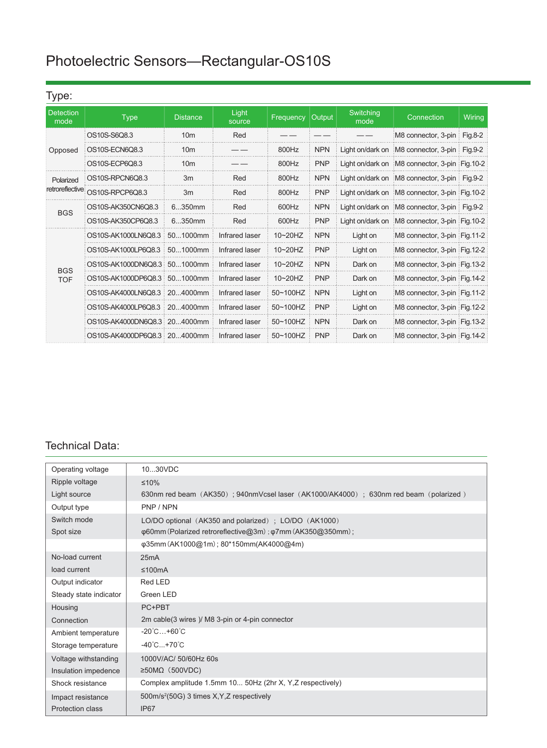# Photoelectric Sensors—Rectangular-OS10S

## Type:

| Detection mode | Type | Distance | Light source | Frequency | Output | Switching mode | Connection | Wiring |
|---|---|---|---|---|---|---|---|---|
| Opposed | OS10S-S6Q8.3 | 10m | Red | —— | —— | —— | M8 connector, 3-pin | Fig.8-2 |
| | OS10S-ECN6Q8.3 | 10m | —— | 800Hz | NPN | Light on/dark on | M8 connector, 3-pin | Fig.9-2 |
| | OS10S-ECP6Q8.3 | 10m | —— | 800Hz | PNP | Light on/dark on | M8 connector, 3-pin | Fig.10-2 |
| Polarized retroreflective | OS10S-RPCN6Q8.3 | 3m | Red | 800Hz | NPN | Light on/dark on | M8 connector, 3-pin | Fig.9-2 |
| | OS10S-RPCP6Q8.3 | 3m | Red | 800Hz | PNP | Light on/dark on | M8 connector, 3-pin | Fig.10-2 |
| BGS | OS10S-AK350CN6Q8.3 | 6...350mm | Red | 600Hz | NPN | Light on/dark on | M8 connector, 3-pin | Fig.9-2 |
| | OS10S-AK350CP6Q8.3 | 6...350mm | Red | 600Hz | PNP | Light on/dark on | M8 connector, 3-pin | Fig.10-2 |
| BGS TOF | OS10S-AK1000LN6Q8.3 | 50...1000mm | Infrared laser | 10~20HZ | NPN | Light on | M8 connector, 3-pin | Fig.11-2 |
| | OS10S-AK1000LP6Q8.3 | 50...1000mm | Infrared laser | 10~20HZ | PNP | Light on | M8 connector, 3-pin | Fig.12-2 |
| | OS10S-AK1000DN6Q8.3 | 50...1000mm | Infrared laser | 10~20HZ | NPN | Dark on | M8 connector, 3-pin | Fig.13-2 |
| | OS10S-AK1000DP6Q8.3 | 50...1000mm | Infrared laser | 10~20HZ | PNP | Dark on | M8 connector, 3-pin | Fig.14-2 |
| | OS10S-AK4000LN6Q8.3 | 20...4000mm | Infrared laser | 50~100HZ | NPN | Light on | M8 connector, 3-pin | Fig.11-2 |
| | OS10S-AK4000LP6Q8.3 | 20...4000mm | Infrared laser | 50~100HZ | PNP | Light on | M8 connector, 3-pin | Fig.12-2 |
| | OS10S-AK4000DN6Q8.3 | 20...4000mm | Infrared laser | 50~100HZ | NPN | Dark on | M8 connector, 3-pin | Fig.13-2 |
| | OS10S-AK4000DP6Q8.3 | 20...4000mm | Infrared laser | 50~100HZ | PNP | Dark on | M8 connector, 3-pin | Fig.14-2 |

## Technical Data:

| | |
|---|---|
| Operating voltage | 10...30VDC |
| Ripple voltage | ≤10% |
| Light source | 630nm red beam（AK350）; 940nmVcsel laser（AK1000/AK4000）; 630nm red beam（polarized） |
| Output type | PNP / NPN |
| Switch mode | LO/DO optional（AK350 and polarized）; LO/DO（AK1000） |
| Spot size | φ60mm (Polarized retroreflective@3m); φ7mm (AK350@350mm); |
| | φ35mm (AK1000@1m); 80*150mm(AK4000@4m) |
| No-load current | 25mA |
| load current | ≤100mA |
| Output indicator | Red LED |
| Steady state indicator | Green LED |
| Housing | PC+PBT |
| Connection | 2m cable(3 wires )/ M8 3-pin or 4-pin connector |
| Ambient temperature | -20°C...+60°C |
| Storage temperature | -40°C...+70°C |
| Voltage withstanding | 1000V/AC/ 50/60Hz 60s |
| Insulation impedence | ≥50MΩ（500VDC） |
| Shock resistance | Complex amplitude 1.5mm 10... 50Hz (2hr X, Y,Z respectively) |
| Impact resistance | 500m/s²(50G) 3 times X,Y,Z respectively |
| Protection class | IP67 |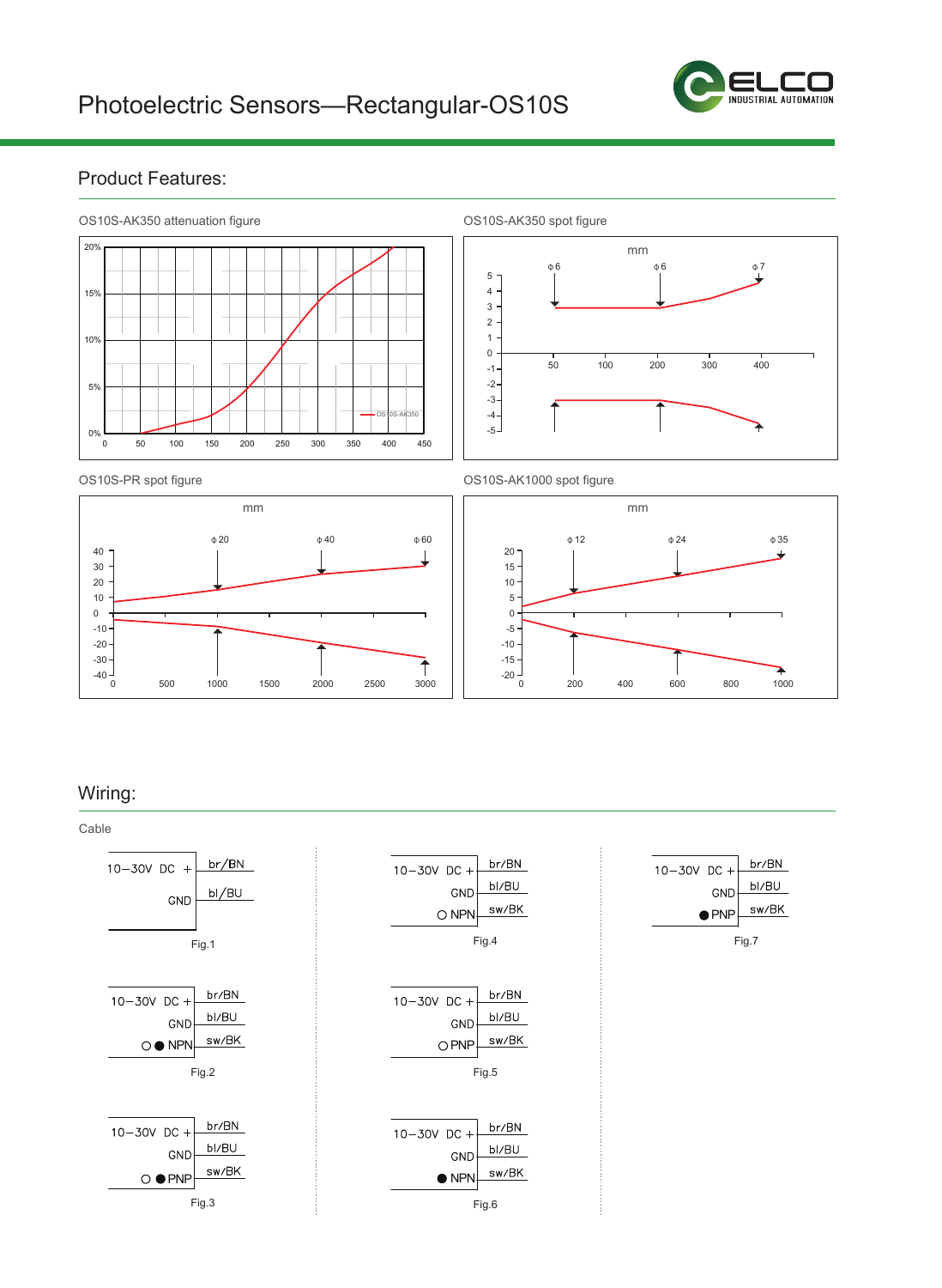# Photoelectric Sensors—Rectangular-OS10S

## Product Features:

OS10S-AK350 attenuation figure

20%
15%
10%
5%
0%
0 50 100 150 200 250 300 350 400 450
OS10S-AK350

OS10S-AK350 spot figure

mm
φ6 φ6 φ7
5 4 3 2 1 0 -1 -2 -3 -4 -5
50 100 200 300 400

OS10S-PR spot figure

mm
φ20 φ40 φ60
40 30 20 10 0 -10 -20 -30 -40
0 500 1000 1500 2000 2500 3000

OS10S-AK1000 spot figure

mm
φ12 φ24 φ35
20 15 10 5 0 -5 -10 -15 -20
0 200 400 600 800 1000

## Wiring:

Cable

10–30V DC +
GND
br/BN
bl/BU
Fig.1

10–30V DC +
GND
○ ● NPN
br/BN
bl/BU
sw/BK
Fig.2

10–30V DC +
GND
○ ● PNP
br/BN
bl/BU
sw/BK
Fig.3

10–30V DC +
GND
○ NPN
br/BN
bl/BU
sw/BK
Fig.4

10–30V DC +
GND
○ PNP
br/BN
bl/BU
sw/BK
Fig.5

10–30V DC +
GND
● NPN
br/BN
bl/BU
sw/BK
Fig.6

10–30V DC +
GND
● PNP
br/BN
bl/BU
sw/BK
Fig.7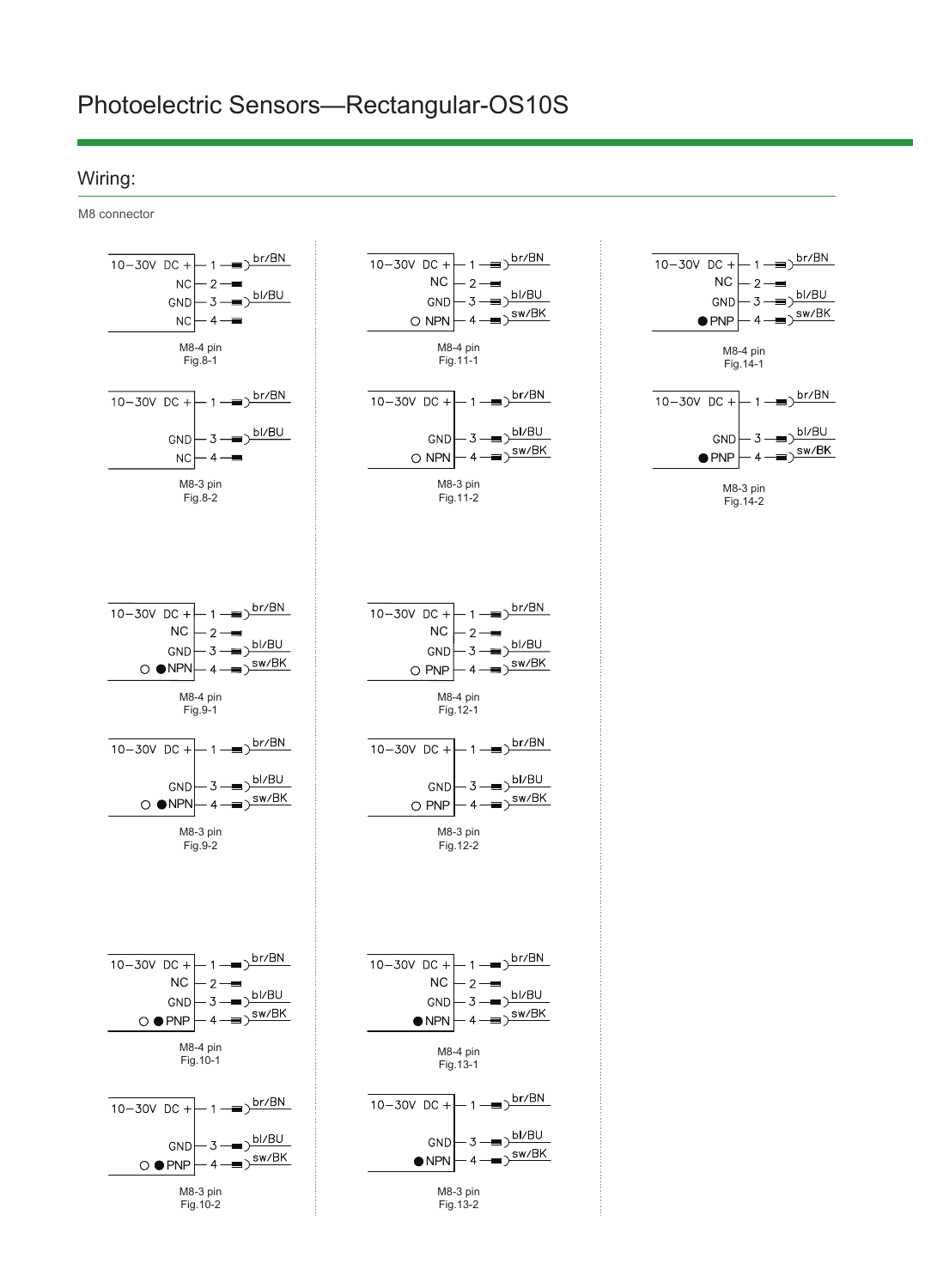# Photoelectric Sensors—Rectangular-OS10S

## Wiring:

M8 connector

10−30V DC + — 1 — br/BN
NC — 2
GND — 3 — bl/BU
NC — 4

M8-4 pin
Fig.8-1

10−30V DC + — 1 — br/BN
GND — 3 — bl/BU
NC — 4

M8-3 pin
Fig.8-2

10−30V DC + — 1 — br/BN
NC — 2
GND — 3 — bl/BU
○ ●NPN — 4 — sw/BK

M8-4 pin
Fig.9-1

10−30V DC + — 1 — br/BN
GND — 3 — bl/BU
○ ●NPN — 4 — sw/BK

M8-3 pin
Fig.9-2

10−30V DC + — 1 — br/BN
NC — 2
GND — 3 — bl/BU
○ ●PNP — 4 — sw/BK

M8-4 pin
Fig.10-1

10−30V DC + — 1 — br/BN
GND — 3 — bl/BU
○ ●PNP — 4 — sw/BK

M8-3 pin
Fig.10-2

10−30V DC + — 1 — br/BN
NC — 2
GND — 3 — bl/BU
○ NPN — 4 — sw/BK

M8-4 pin
Fig.11-1

10−30V DC + — 1 — br/BN
GND — 3 — bl/BU
○ NPN — 4 — sw/BK

M8-3 pin
Fig.11-2

10−30V DC + — 1 — br/BN
NC — 2
GND — 3 — bl/BU
○ PNP — 4 — sw/BK

M8-4 pin
Fig.12-1

10−30V DC + — 1 — br/BN
GND — 3 — bl/BU
○ PNP — 4 — sw/BK

M8-3 pin
Fig.12-2

10−30V DC + — 1 — br/BN
NC — 2
GND — 3 — bl/BU
● NPN — 4 — sw/BK

M8-4 pin
Fig.13-1

10−30V DC + — 1 — br/BN
GND — 3 — bl/BU
● NPN — 4 — sw/BK

M8-3 pin
Fig.13-2

10−30V DC + — 1 — br/BN
NC — 2
GND — 3 — bl/BU
● PNP — 4 — sw/BK

M8-4 pin
Fig.14-1

10−30V DC + — 1 — br/BN
GND — 3 — bl/BU
● PNP — 4 — sw/BK

M8-3 pin
Fig.14-2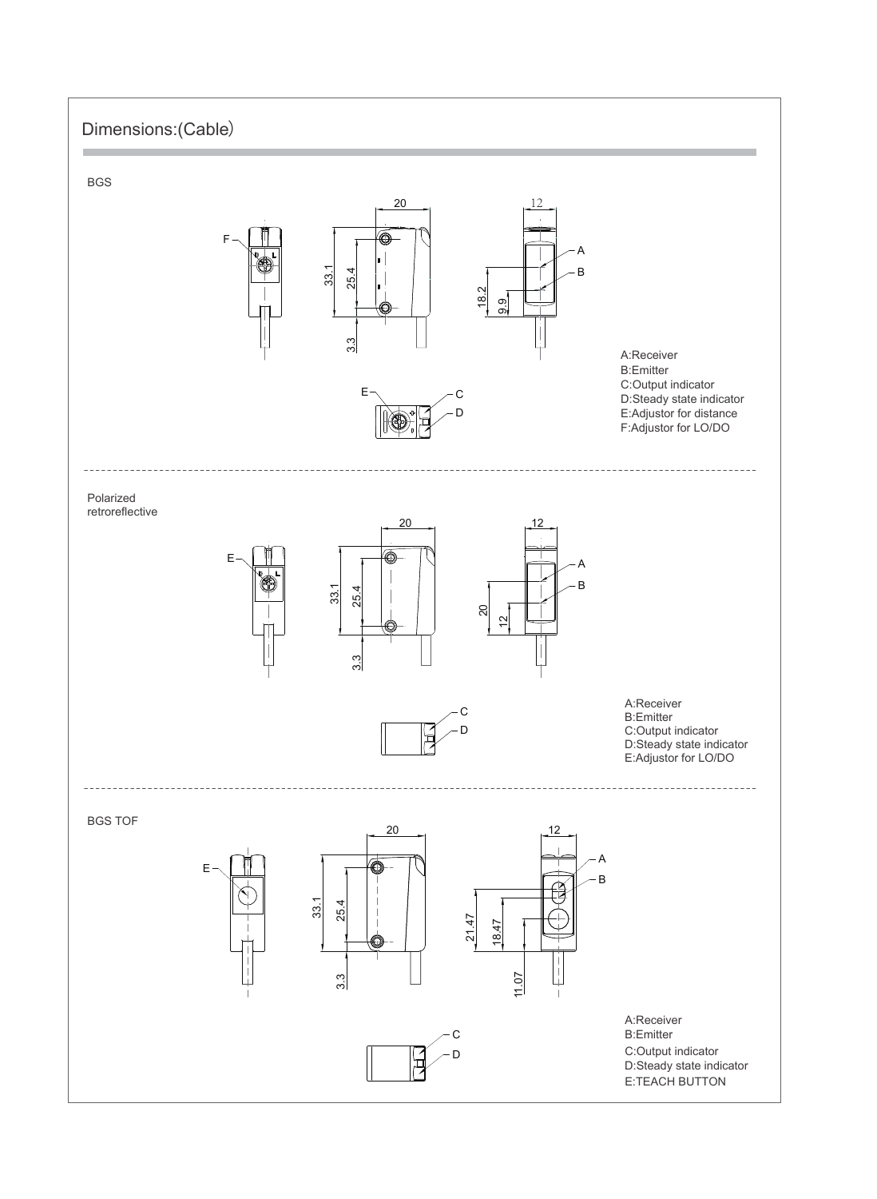## Dimensions:(Cable)

BGS

20

12

33.1

25.4

3.3

18.2

9.9

F

A

B

E

C

D

A:Receiver
B:Emitter
C:Output indicator
D:Steady state indicator
E:Adjustor for distance
F:Adjustor for LO/DO

Polarized retroreflective

20

12

33.1

25.4

3.3

20

12

E

A

B

C

D

A:Receiver
B:Emitter
C:Output indicator
D:Steady state indicator
E:Adjustor for LO/DO

BGS TOF

20

12

33.1

25.4

3.3

21.47

18.47

11.07

E

A

B

C

D

A:Receiver
B:Emitter
C:Output indicator
D:Steady state indicator
E:TEACH BUTTON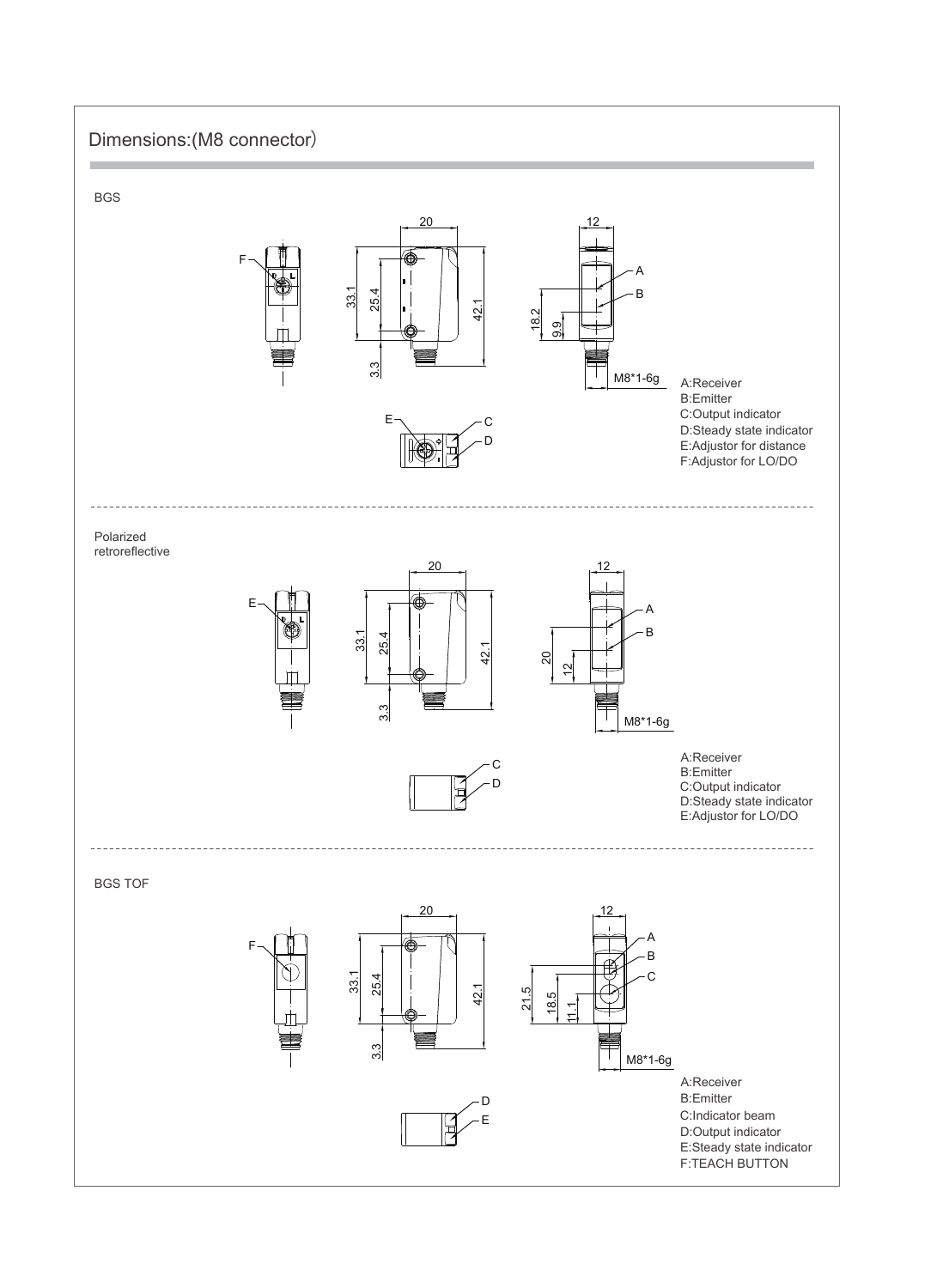## Dimensions:(M8 connector)

### BGS

20

12

33.1

25.4

42.1

3.3

18.2

9.9

M8*1-6g

A:Receiver
B:Emitter
C:Output indicator
D:Steady state indicator
E:Adjustor for distance
F:Adjustor for LO/DO

### Polarized retroreflective

20

12

33.1

25.4

42.1

3.3

20

12

M8*1-6g

A:Receiver
B:Emitter
C:Output indicator
D:Steady state indicator
E:Adjustor for LO/DO

### BGS TOF

20

12

33.1

25.4

42.1

3.3

21.5

18.5

11.1

M8*1-6g

A:Receiver
B:Emitter
C:Indicator beam
D:Output indicator
E:Steady state indicator
F:TEACH BUTTON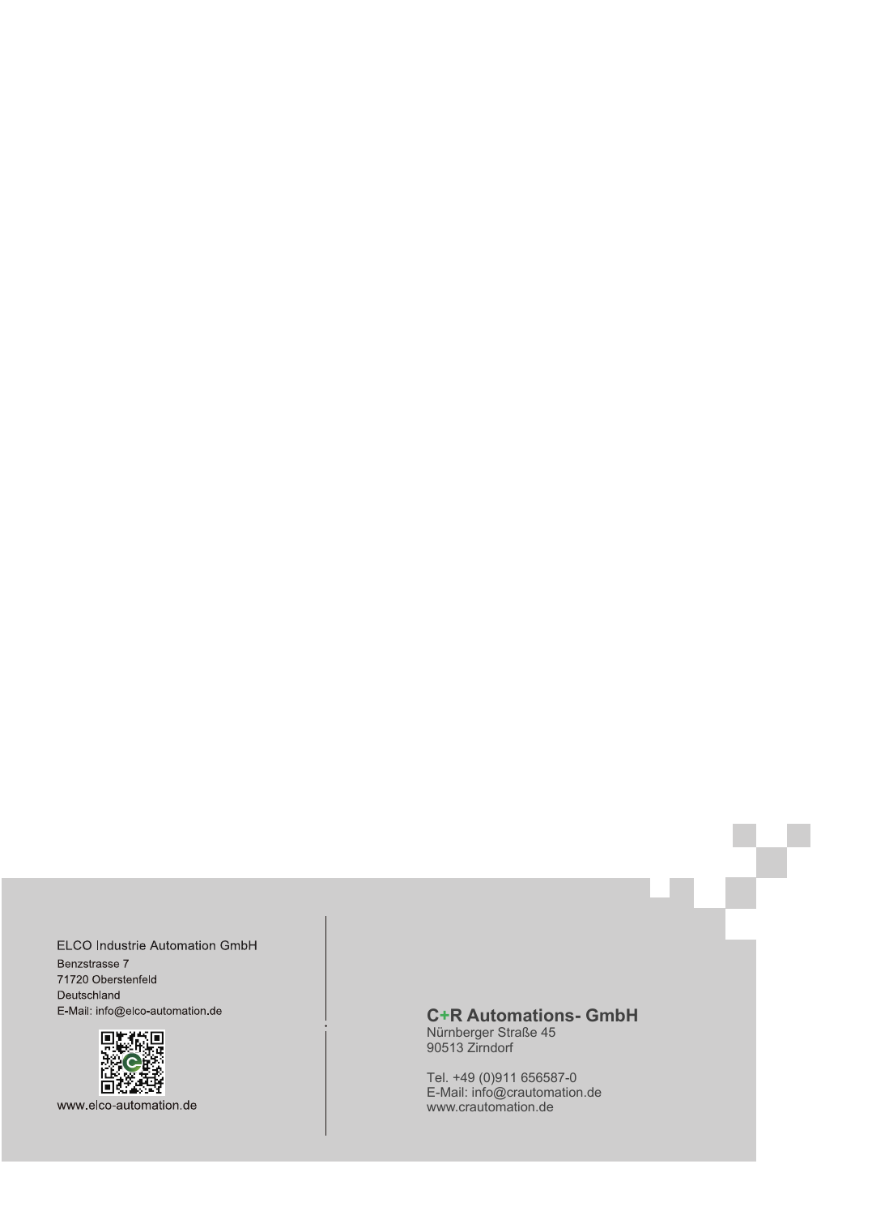ELCO Industrie Automation GmbH

Benzstrasse 7

71720 Oberstenfeld

Deutschland

E-Mail: info@elco-automation.de

www.elco-automation.de

**C+R Automations- GmbH**

Nürnberger Straße 45

90513 Zirndorf

Tel. +49 (0)911 656587-0

E-Mail: info@crautomation.de

www.crautomation.de